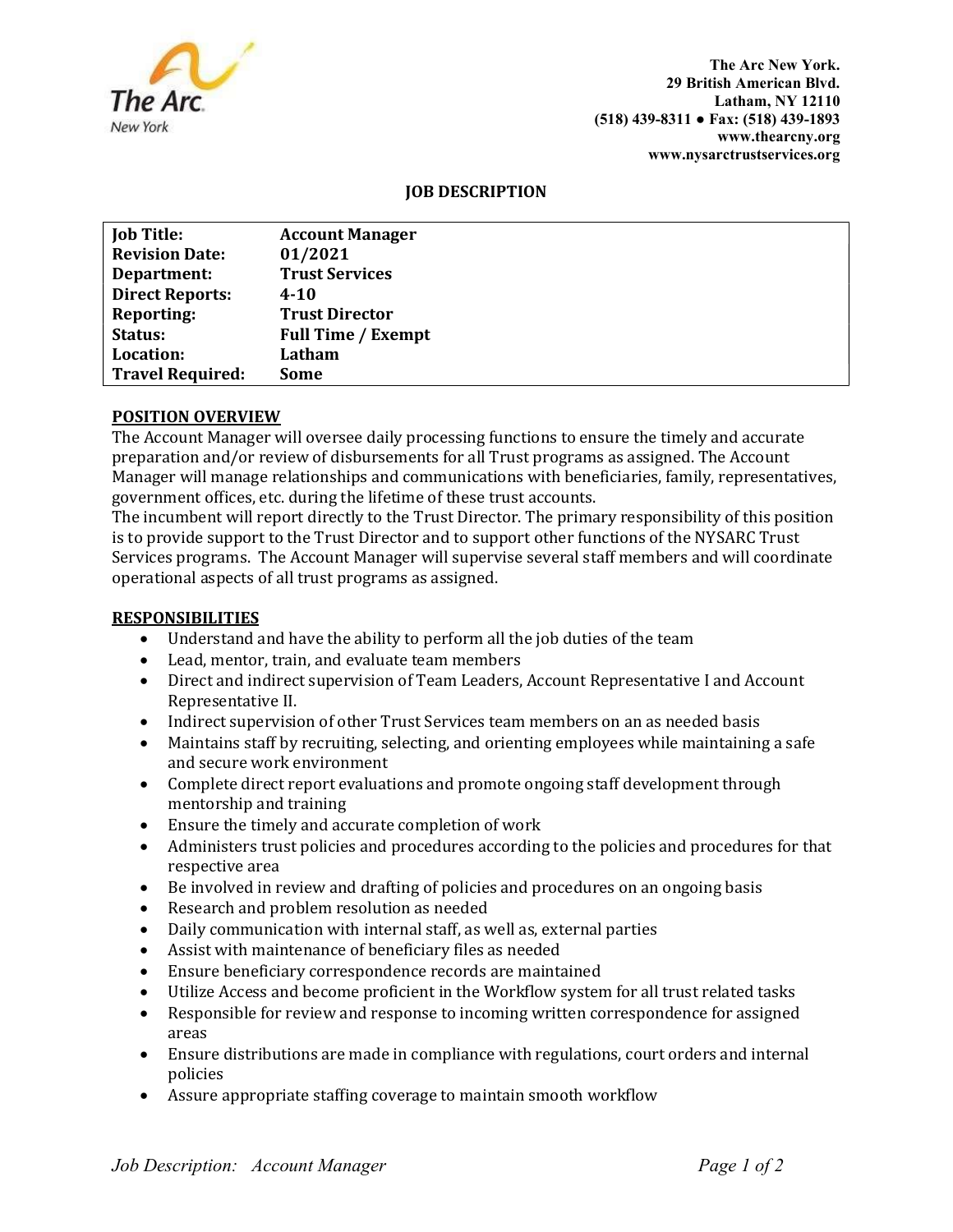The Arc New York.
29 British American Blvd.
Latham, NY 12110
(518) 439-8311 ● Fax: (518) 439-1893
www.thearcny.org
www.nysarctrustservices.org

# JOB DESCRIPTION

| | |
|---|---|
| **Job Title:** | **Account Manager** |
| **Revision Date:** | **01/2021** |
| **Department:** | **Trust Services** |
| **Direct Reports:** | **4-10** |
| **Reporting:** | **Trust Director** |
| **Status:** | **Full Time / Exempt** |
| **Location:** | **Latham** |
| **Travel Required:** | **Some** |

## POSITION OVERVIEW

The Account Manager will oversee daily processing functions to ensure the timely and accurate preparation and/or review of disbursements for all Trust programs as assigned. The Account Manager will manage relationships and communications with beneficiaries, family, representatives, government offices, etc. during the lifetime of these trust accounts.

The incumbent will report directly to the Trust Director. The primary responsibility of this position is to provide support to the Trust Director and to support other functions of the NYSARC Trust Services programs. The Account Manager will supervise several staff members and will coordinate operational aspects of all trust programs as assigned.

## RESPONSIBILITIES

- Understand and have the ability to perform all the job duties of the team
- Lead, mentor, train, and evaluate team members
- Direct and indirect supervision of Team Leaders, Account Representative I and Account Representative II.
- Indirect supervision of other Trust Services team members on an as needed basis
- Maintains staff by recruiting, selecting, and orienting employees while maintaining a safe and secure work environment
- Complete direct report evaluations and promote ongoing staff development through mentorship and training
- Ensure the timely and accurate completion of work
- Administers trust policies and procedures according to the policies and procedures for that respective area
- Be involved in review and drafting of policies and procedures on an ongoing basis
- Research and problem resolution as needed
- Daily communication with internal staff, as well as, external parties
- Assist with maintenance of beneficiary files as needed
- Ensure beneficiary correspondence records are maintained
- Utilize Access and become proficient in the Workflow system for all trust related tasks
- Responsible for review and response to incoming written correspondence for assigned areas
- Ensure distributions are made in compliance with regulations, court orders and internal policies
- Assure appropriate staffing coverage to maintain smooth workflow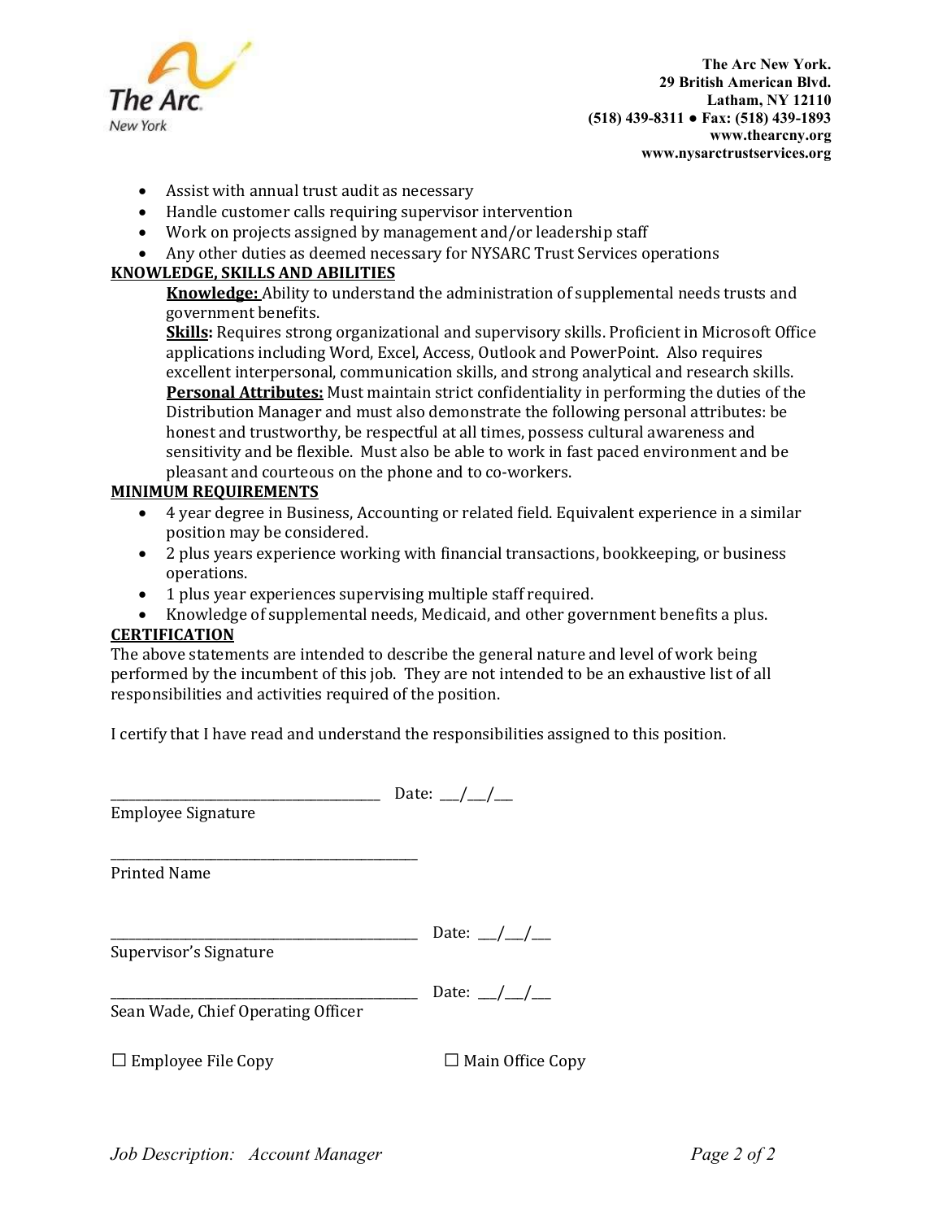The Arc New York.
29 British American Blvd.
Latham, NY 12110
(518) 439-8311 ● Fax: (518) 439-1893
www.thearcny.org
www.nysarctrustservices.org

- Assist with annual trust audit as necessary
- Handle customer calls requiring supervisor intervention
- Work on projects assigned by management and/or leadership staff
- Any other duties as deemed necessary for NYSARC Trust Services operations

**KNOWLEDGE, SKILLS AND ABILITIES**

**Knowledge:** Ability to understand the administration of supplemental needs trusts and government benefits.

**Skills:** Requires strong organizational and supervisory skills. Proficient in Microsoft Office applications including Word, Excel, Access, Outlook and PowerPoint. Also requires excellent interpersonal, communication skills, and strong analytical and research skills.

**Personal Attributes:** Must maintain strict confidentiality in performing the duties of the Distribution Manager and must also demonstrate the following personal attributes: be honest and trustworthy, be respectful at all times, possess cultural awareness and sensitivity and be flexible. Must also be able to work in fast paced environment and be pleasant and courteous on the phone and to co-workers.

**MINIMUM REQUIREMENTS**

- 4 year degree in Business, Accounting or related field. Equivalent experience in a similar position may be considered.
- 2 plus years experience working with financial transactions, bookkeeping, or business operations.
- 1 plus year experiences supervising multiple staff required.
- Knowledge of supplemental needs, Medicaid, and other government benefits a plus.

**CERTIFICATION**

The above statements are intended to describe the general nature and level of work being performed by the incumbent of this job. They are not intended to be an exhaustive list of all responsibilities and activities required of the position.

I certify that I have read and understand the responsibilities assigned to this position.

_______________________________________ Date: ___/___/___
Employee Signature

_______________________________________
Printed Name

_______________________________________ Date: ___/___/___
Supervisor's Signature

_______________________________________ Date: ___/___/___
Sean Wade, Chief Operating Officer

☐ Employee File Copy ☐ Main Office Copy